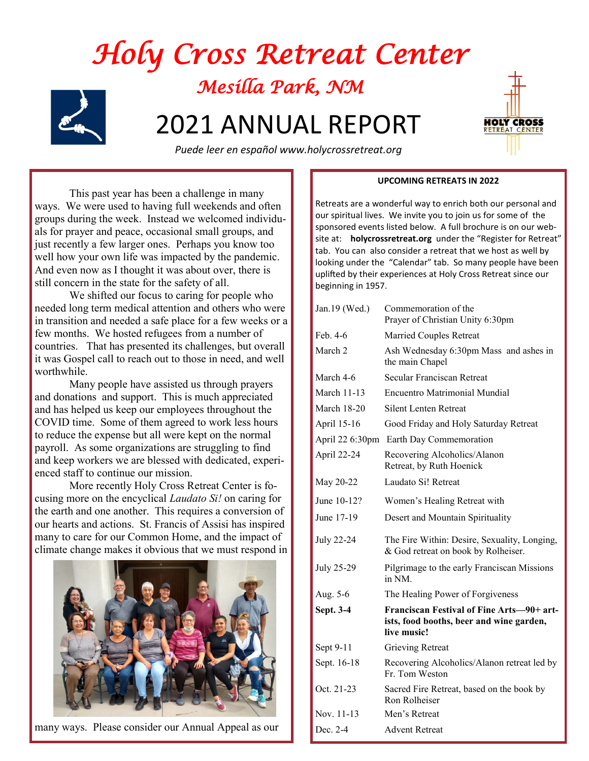# Holy Cross Retreat Center

## Mesilla Park, NM

# 2021 ANNUAL REPORT

*Puede leer en español www.holycrossretreat.org*

This past year has been a challenge in many ways. We were used to having full weekends and often groups during the week. Instead we welcomed individuals for prayer and peace, occasional small groups, and just recently a few larger ones. Perhaps you know too well how your own life was impacted by the pandemic. And even now as I thought it was about over, there is still concern in the state for the safety of all.

We shifted our focus to caring for people who needed long term medical attention and others who were in transition and needed a safe place for a few weeks or a few months. We hosted refugees from a number of countries. That has presented its challenges, but overall it was Gospel call to reach out to those in need, and well worthwhile.

Many people have assisted us through prayers and donations and support. This is much appreciated and has helped us keep our employees throughout the COVID time. Some of them agreed to work less hours to reduce the expense but all were kept on the normal payroll. As some organizations are struggling to find and keep workers we are blessed with dedicated, experienced staff to continue our mission.

More recently Holy Cross Retreat Center is focusing more on the encyclical *Laudato Si!* on caring for the earth and one another. This requires a conversion of our hearts and actions. St. Francis of Assisi has inspired many to care for our Common Home, and the impact of climate change makes it obvious that we must respond in many ways. Please consider our Annual Appeal as our

### UPCOMING RETREATS IN 2022

Retreats are a wonderful way to enrich both our personal and our spiritual lives. We invite you to join us for some of the sponsored events listed below. A full brochure is on our website at: **holycrossretreat.org** under the "Register for Retreat" tab. You can also consider a retreat that we host as well by looking under the "Calendar" tab. So many people have been uplifted by their experiences at Holy Cross Retreat since our beginning in 1957.

| Date | Event |
|---|---|
| Jan.19 (Wed.) | Commemoration of the Prayer of Christian Unity 6:30pm |
| Feb. 4-6 | Married Couples Retreat |
| March 2 | Ash Wednesday 6:30pm Mass and ashes in the main Chapel |
| March 4-6 | Secular Franciscan Retreat |
| March 11-13 | Encuentro Matrimonial Mundial |
| March 18-20 | Silent Lenten Retreat |
| April 15-16 | Good Friday and Holy Saturday Retreat |
| April 22 6:30pm | Earth Day Commemoration |
| April 22-24 | Recovering Alcoholics/Alanon Retreat, by Ruth Hoenick |
| May 20-22 | Laudato Si! Retreat |
| June 10-12? | Women's Healing Retreat with |
| June 17-19 | Desert and Mountain Spirituality |
| July 22-24 | The Fire Within: Desire, Sexuality, Longing, & God retreat on book by Rolheiser. |
| July 25-29 | Pilgrimage to the early Franciscan Missions in NM. |
| Aug. 5-6 | The Healing Power of Forgiveness |
| **Sept. 3-4** | **Franciscan Festival of Fine Arts—90+ artists, food booths, beer and wine garden, live music!** |
| Sept 9-11 | Grieving Retreat |
| Sept. 16-18 | Recovering Alcoholics/Alanon retreat led by Fr. Tom Weston |
| Oct. 21-23 | Sacred Fire Retreat, based on the book by Ron Rolheiser |
| Nov. 11-13 | Men's Retreat |
| Dec. 2-4 | Advent Retreat |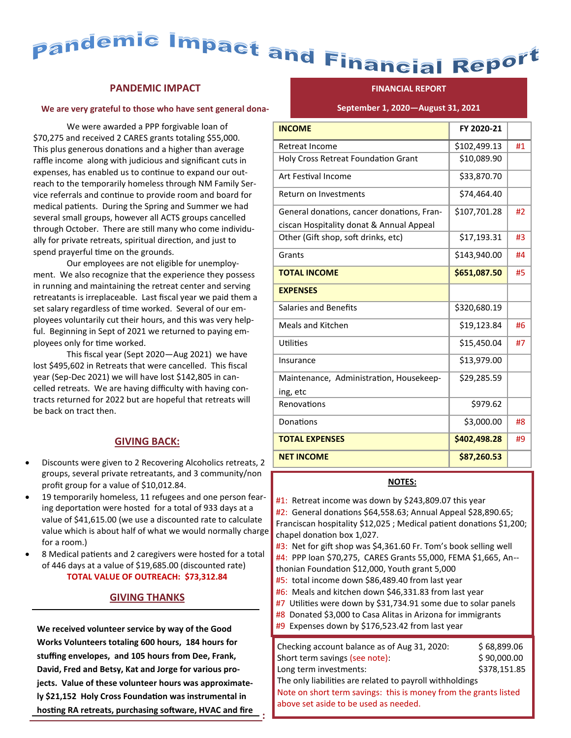# Pandemic Impact and Financial Report

## PANDEMIC IMPACT

**We are very grateful to those who have sent general dona-**

We were awarded a PPP forgivable loan of $70,275 and received 2 CARES grants totaling $55,000. This plus generous donations and a higher than average raffle income along with judicious and significant cuts in expenses, has enabled us to continue to expand our outreach to the temporarily homeless through NM Family Service referrals and continue to provide room and board for medical patients. During the Spring and Summer we had several small groups, however all ACTS groups cancelled through October. There are still many who come individually for private retreats, spiritual direction, and just to spend prayerful time on the grounds.

Our employees are not eligible for unemployment. We also recognize that the experience they possess in running and maintaining the retreat center and serving retreatants is irreplaceable. Last fiscal year we paid them a set salary regardless of time worked. Several of our employees voluntarily cut their hours, and this was very helpful. Beginning in Sept of 2021 we returned to paying employees only for time worked.

This fiscal year (Sept 2020—Aug 2021) we have lost $495,602 in Retreats that were cancelled. This fiscal year (Sep-Dec 2021) we will have lost $142,805 in cancelled retreats. We are having difficulty with having contracts returned for 2022 but are hopeful that retreats will be back on tract then.

## GIVING BACK:

- Discounts were given to 2 Recovering Alcoholics retreats, 2 groups, several private retreatants, and 3 community/non profit group for a value of $10,012.84.
- 19 temporarily homeless, 11 refugees and one person fearing deportation were hosted for a total of 933 days at a value of $41,615.00 (we use a discounted rate to calculate value which is about half of what we would normally charge for a room.)
- 8 Medical patients and 2 caregivers were hosted for a total of 446 days at a value of $19,685.00 (discounted rate)

**TOTAL VALUE OF OUTREACH: $73,312.84**

## GIVING THANKS

**We received volunteer service by way of the Good Works Volunteers totaling 600 hours, 184 hours for stuffing envelopes, and 105 hours from Dee, Frank, David, Fred and Betsy, Kat and Jorge for various projects. Value of these volunteer hours was approximately $21,152 Holy Cross Foundation was instrumental in hosting RA retreats, purchasing software, HVAC and fire**

## FINANCIAL REPORT

**September 1, 2020—August 31, 2021**

| INCOME | FY 2020-21 | |
|---|---|---|
| Retreat Income | $102,499.13 | #1 |
| Holy Cross Retreat Foundation Grant | $10,089.90 | |
| Art Festival Income | $33,870.70 | |
| Return on Investments | $74,464.40 | |
| General donations, cancer donations, Franciscan Hospitality donat & Annual Appeal | $107,701.28 | #2 |
| Other (Gift shop, soft drinks, etc) | $17,193.31 | #3 |
| Grants | $143,940.00 | #4 |
| **TOTAL INCOME** | **$651,087.50** | #5 |
| **EXPENSES** | | |
| Salaries and Benefits | $320,680.19 | |
| Meals and Kitchen | $19,123.84 | #6 |
| Utilities | $15,450.04 | #7 |
| Insurance | $13,979.00 | |
| Maintenance, Administration, Housekeeping, etc | $29,285.59 | |
| Renovations | $979.62 | |
| Donations | $3,000.00 | #8 |
| **TOTAL EXPENSES** | **$402,498.28** | #9 |
| **NET INCOME** | **$87,260.53** | |

### NOTES:

#1: Retreat income was down by $243,809.07 this year
#2: General donations $64,558.63; Annual Appeal $28,890.65; Franciscan hospitality $12,025 ; Medical patient donations $1,200; chapel donation box 1,027.
#3: Net for gift shop was $4,361.60 Fr. Tom's book selling well
#4: PPP loan $70,275, CARES Grants 55,000, FEMA $1,665, An--thonian Foundation $12,000, Youth grant 5,000
#5: total income down $86,489.40 from last year
#6: Meals and kitchen down $46,331.83 from last year
#7 Utilities were down by $31,734.91 some due to solar panels
#8 Donated $3,000 to Casa Alitas in Arizona for immigrants
#9 Expenses down by $176,523.42 from last year

| | |
|---|---|
| Checking account balance as of Aug 31, 2020: | $ 68,899.06 |
| Short term savings (see note): | $ 90,000.00 |
| Long term investments: | $378,151.85 |

The only liabilities are related to payroll withholdings

Note on short term savings: this is money from the grants listed above set aside to be used as needed.